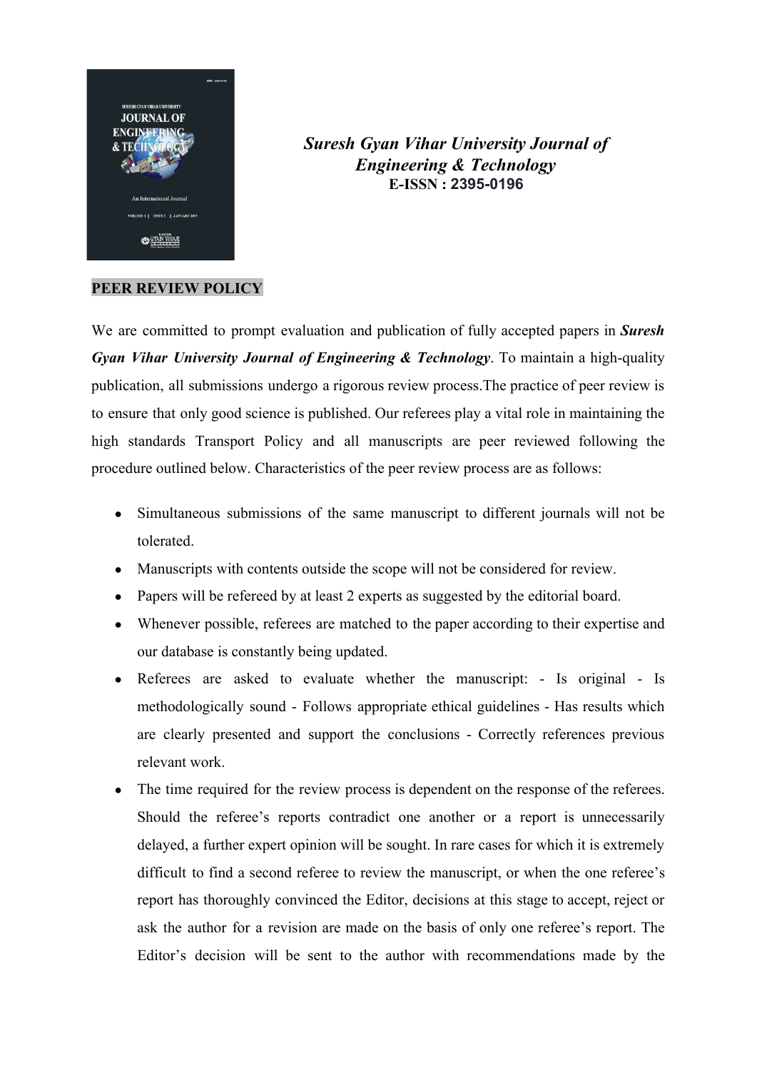*Suresh Gyan Vihar University Journal of Engineering & Technology*
**E-ISSN : 2395-0196**

## PEER REVIEW POLICY

We are committed to prompt evaluation and publication of fully accepted papers in ***Suresh Gyan Vihar University Journal of Engineering & Technology***. To maintain a high-quality publication, all submissions undergo a rigorous review process.The practice of peer review is to ensure that only good science is published. Our referees play a vital role in maintaining the high standards Transport Policy and all manuscripts are peer reviewed following the procedure outlined below. Characteristics of the peer review process are as follows:

- Simultaneous submissions of the same manuscript to different journals will not be tolerated.
- Manuscripts with contents outside the scope will not be considered for review.
- Papers will be refereed by at least 2 experts as suggested by the editorial board.
- Whenever possible, referees are matched to the paper according to their expertise and our database is constantly being updated.
- Referees are asked to evaluate whether the manuscript: - Is original - Is methodologically sound - Follows appropriate ethical guidelines - Has results which are clearly presented and support the conclusions - Correctly references previous relevant work.
- The time required for the review process is dependent on the response of the referees. Should the referee's reports contradict one another or a report is unnecessarily delayed, a further expert opinion will be sought. In rare cases for which it is extremely difficult to find a second referee to review the manuscript, or when the one referee's report has thoroughly convinced the Editor, decisions at this stage to accept, reject or ask the author for a revision are made on the basis of only one referee's report. The Editor's decision will be sent to the author with recommendations made by the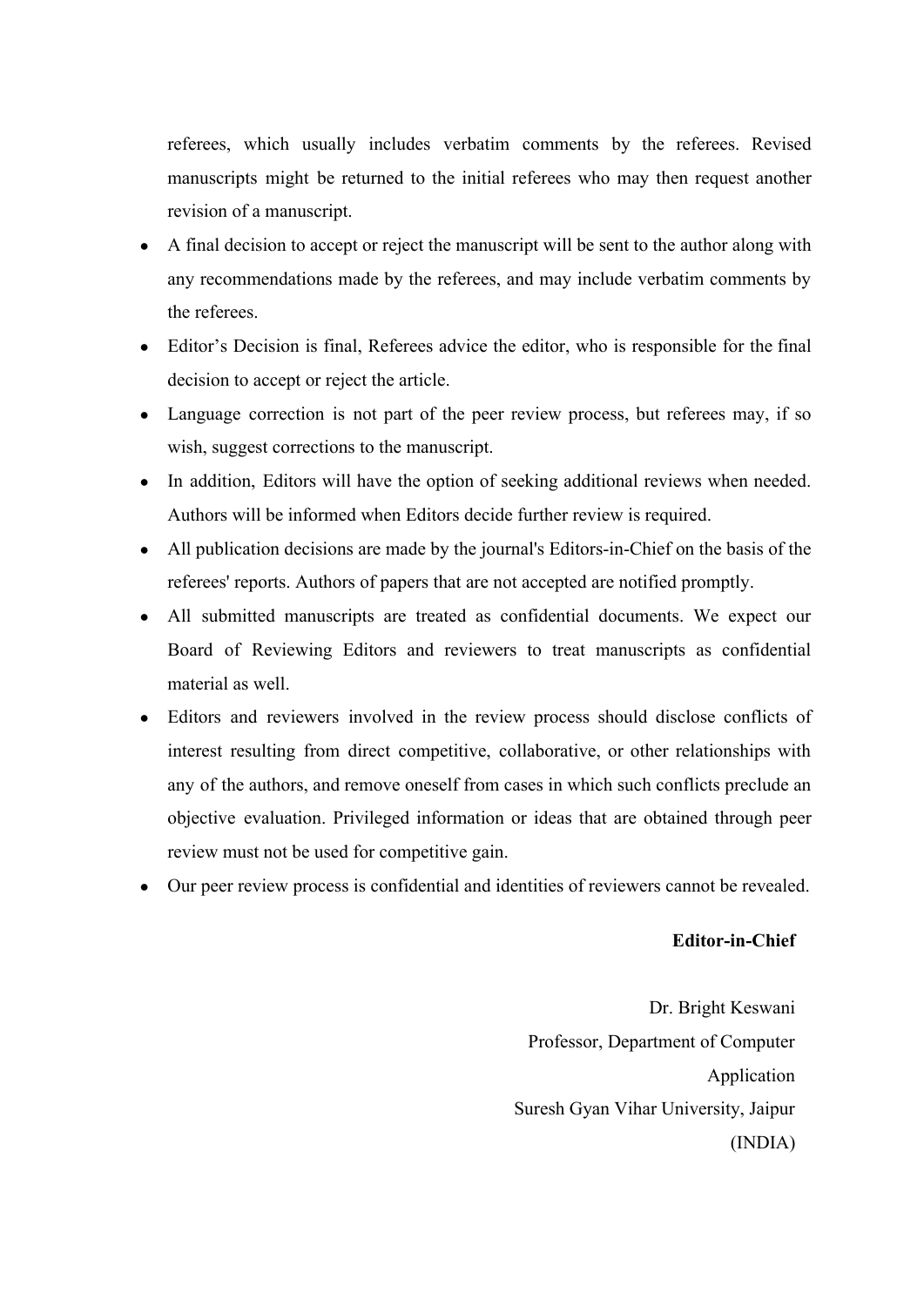referees, which usually includes verbatim comments by the referees. Revised manuscripts might be returned to the initial referees who may then request another revision of a manuscript.

- A final decision to accept or reject the manuscript will be sent to the author along with any recommendations made by the referees, and may include verbatim comments by the referees.
- Editor's Decision is final, Referees advice the editor, who is responsible for the final decision to accept or reject the article.
- Language correction is not part of the peer review process, but referees may, if so wish, suggest corrections to the manuscript.
- In addition, Editors will have the option of seeking additional reviews when needed. Authors will be informed when Editors decide further review is required.
- All publication decisions are made by the journal's Editors-in-Chief on the basis of the referees' reports. Authors of papers that are not accepted are notified promptly.
- All submitted manuscripts are treated as confidential documents. We expect our Board of Reviewing Editors and reviewers to treat manuscripts as confidential material as well.
- Editors and reviewers involved in the review process should disclose conflicts of interest resulting from direct competitive, collaborative, or other relationships with any of the authors, and remove oneself from cases in which such conflicts preclude an objective evaluation. Privileged information or ideas that are obtained through peer review must not be used for competitive gain.
- Our peer review process is confidential and identities of reviewers cannot be revealed.

**Editor-in-Chief**

Dr. Bright Keswani
Professor, Department of Computer Application
Suresh Gyan Vihar University, Jaipur
(INDIA)